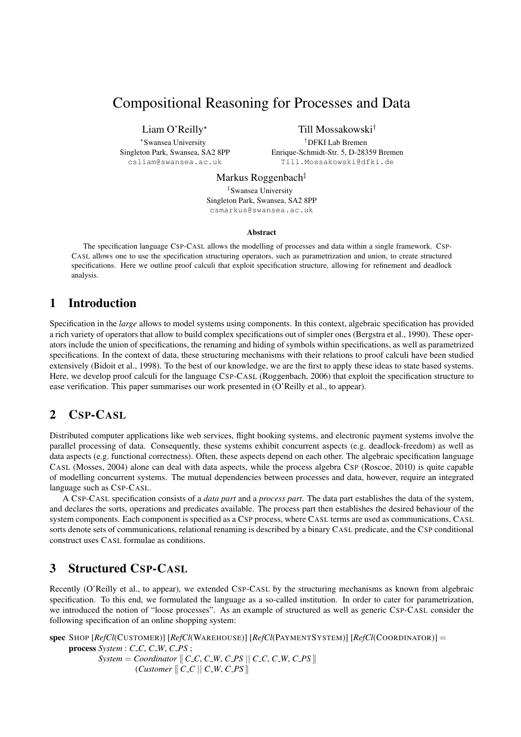# Compositional Reasoning for Processes and Data

Liam O'Reilly[⋆]
[⋆]Swansea University
Singleton Park, Swansea, SA2 8PP
csliam@swansea.ac.uk

Till Mossakowski[†]
[†]DFKI Lab Bremen
Enrique-Schmidt-Str. 5, D-28359 Bremen
Till.Mossakowski@dfki.de

Markus Roggenbach[‡]
[‡]Swansea University
Singleton Park, Swansea, SA2 8PP
csmarkus@swansea.ac.uk

**Abstract**

The specification language CSP-CASL allows the modelling of processes and data within a single framework. CSP-CASL allows one to use the specification structuring operators, such as parametrization and union, to create structured specifications. Here we outline proof calculi that exploit specification structure, allowing for refinement and deadlock analysis.

## 1 Introduction

Specification in the *large* allows to model systems using components. In this context, algebraic specification has provided a rich variety of operators that allow to build complex specifications out of simpler ones (Bergstra et al., 1990). These operators include the union of specifications, the renaming and hiding of symbols within specifications, as well as parametrized specifications. In the context of data, these structuring mechanisms with their relations to proof calculi have been studied extensively (Bidoit et al., 1998). To the best of our knowledge, we are the first to apply these ideas to state based systems. Here, we develop proof calculi for the language CSP-CASL (Roggenbach, 2006) that exploit the specification structure to ease verification. This paper summarises our work presented in (O'Reilly et al., to appear).

## 2 CSP-CASL

Distributed computer applications like web services, flight booking systems, and electronic payment systems involve the parallel processing of data. Consequently, these systems exhibit concurrent aspects (e.g. deadlock-freedom) as well as data aspects (e.g. functional correctness). Often, these aspects depend on each other. The algebraic specification language CASL (Mosses, 2004) alone can deal with data aspects, while the process algebra CSP (Roscoe, 2010) is quite capable of modelling concurrent systems. The mutual dependencies between processes and data, however, require an integrated language such as CSP-CASL.

A CSP-CASL specification consists of a *data part* and a *process part*. The data part establishes the data of the system, and declares the sorts, operations and predicates available. The process part then establishes the desired behaviour of the system components. Each component is specified as a CSP process, where CASL terms are used as communications, CASL sorts denote sets of communications, relational renaming is described by a binary CASL predicate, and the CSP conditional construct uses CASL formulae as conditions.

## 3 Structured CSP-CASL

Recently (O'Reilly et al., to appear), we extended CSP-CASL by the structuring mechanisms as known from algebraic specification. To this end, we formulated the language as a so-called institution. In order to cater for parametrization, we introduced the notion of "loose processes". As an example of structured as well as generic CSP-CASL consider the following specification of an online shopping system:

**spec** SHOP [*RefCl*(CUSTOMER)] [*RefCl*(WAREHOUSE)] [*RefCl*(PAYMENTSYSTEM)] [*RefCl*(COORDINATOR)] =
  **process** *System* : *C_C*, *C_W*, *C_PS* ;
    *System* = *Coordinator* $[\![$ *C_C*, *C_W*, *C_PS* $|\!|$ *C_C*, *C_W*, *C_PS* $]\!]$
      (*Customer* $[\![$ *C_C* $|\!|$ *C_W*, *C_PS* $]\!]$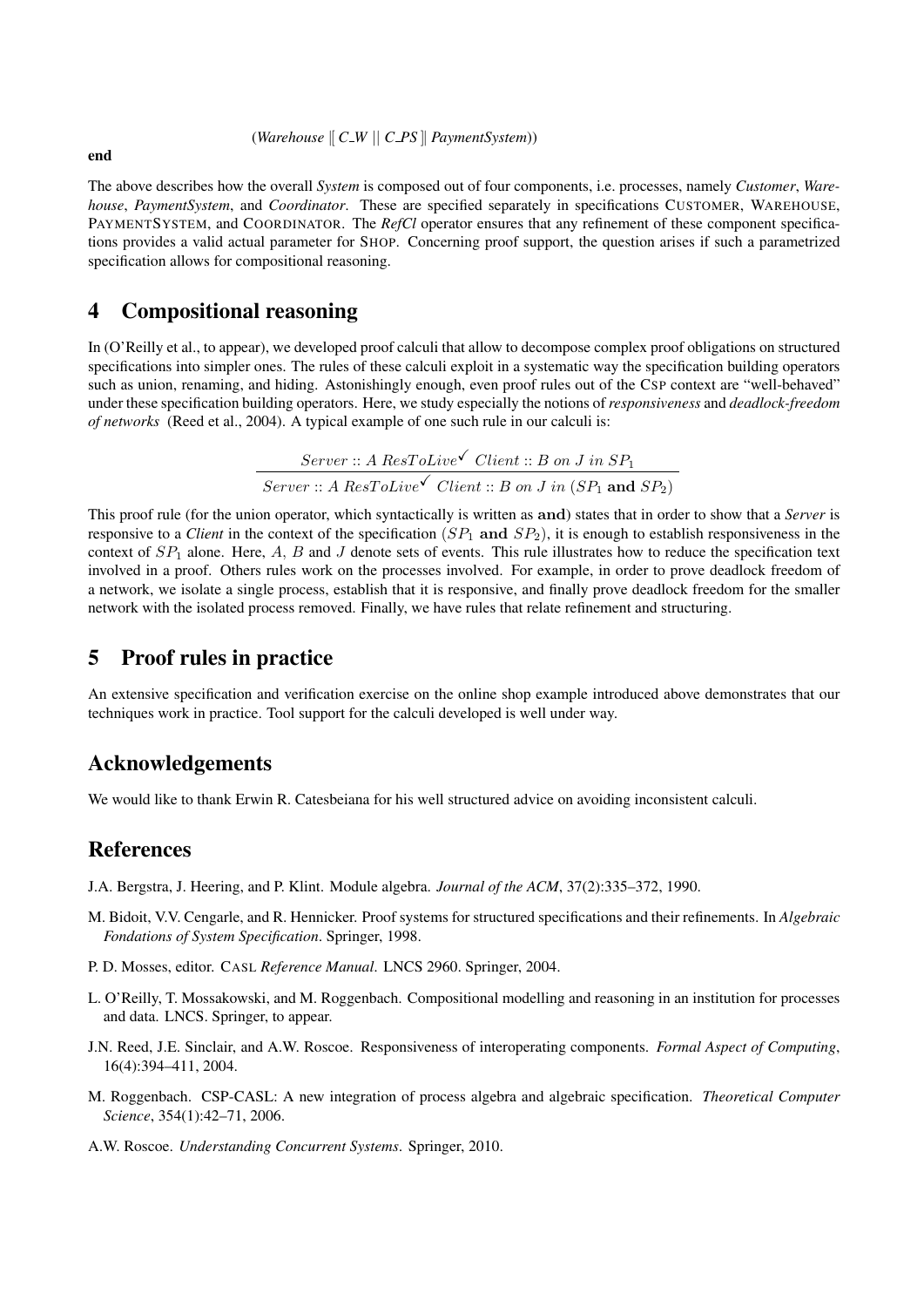(*Warehouse* $[\![$ *C_W* || *C_PS* $]\!]$ *PaymentSystem*))

**end**

The above describes how the overall *System* is composed out of four components, i.e. processes, namely *Customer*, *Warehouse*, *PaymentSystem*, and *Coordinator*. These are specified separately in specifications CUSTOMER, WAREHOUSE, PAYMENTSYSTEM, and COORDINATOR. The *RefCl* operator ensures that any refinement of these component specifications provides a valid actual parameter for SHOP. Concerning proof support, the question arises if such a parametrized specification allows for compositional reasoning.

## 4 Compositional reasoning

In (O'Reilly et al., to appear), we developed proof calculi that allow to decompose complex proof obligations on structured specifications into simpler ones. The rules of these calculi exploit in a systematic way the specification building operators such as union, renaming, and hiding. Astonishingly enough, even proof rules out of the CSP context are "well-behaved" under these specification building operators. Here, we study especially the notions of *responsiveness* and *deadlock-freedom of networks* (Reed et al., 2004). A typical example of one such rule in our calculi is:

$$\frac{Server :: A\ ResToLive^{\checkmark}\ Client :: B\ on\ J\ in\ SP_1}{Server :: A\ ResToLive^{\checkmark}\ Client :: B\ on\ J\ in\ (SP_1\ \mathbf{and}\ SP_2)}$$

This proof rule (for the union operator, which syntactically is written as **and**) states that in order to show that a *Server* is responsive to a *Client* in the context of the specification ($SP_1$ **and** $SP_2$), it is enough to establish responsiveness in the context of $SP_1$ alone. Here, $A$, $B$ and $J$ denote sets of events. This rule illustrates how to reduce the specification text involved in a proof. Others rules work on the processes involved. For example, in order to prove deadlock freedom of a network, we isolate a single process, establish that it is responsive, and finally prove deadlock freedom for the smaller network with the isolated process removed. Finally, we have rules that relate refinement and structuring.

## 5 Proof rules in practice

An extensive specification and verification exercise on the online shop example introduced above demonstrates that our techniques work in practice. Tool support for the calculi developed is well under way.

## Acknowledgements

We would like to thank Erwin R. Catesbeiana for his well structured advice on avoiding inconsistent calculi.

## References

J.A. Bergstra, J. Heering, and P. Klint. Module algebra. *Journal of the ACM*, 37(2):335–372, 1990.

M. Bidoit, V.V. Cengarle, and R. Hennicker. Proof systems for structured specifications and their refinements. In *Algebraic Fondations of System Specification*. Springer, 1998.

P. D. Mosses, editor. CASL *Reference Manual*. LNCS 2960. Springer, 2004.

L. O'Reilly, T. Mossakowski, and M. Roggenbach. Compositional modelling and reasoning in an institution for processes and data. LNCS. Springer, to appear.

J.N. Reed, J.E. Sinclair, and A.W. Roscoe. Responsiveness of interoperating components. *Formal Aspect of Computing*, 16(4):394–411, 2004.

M. Roggenbach. CSP-CASL: A new integration of process algebra and algebraic specification. *Theoretical Computer Science*, 354(1):42–71, 2006.

A.W. Roscoe. *Understanding Concurrent Systems*. Springer, 2010.